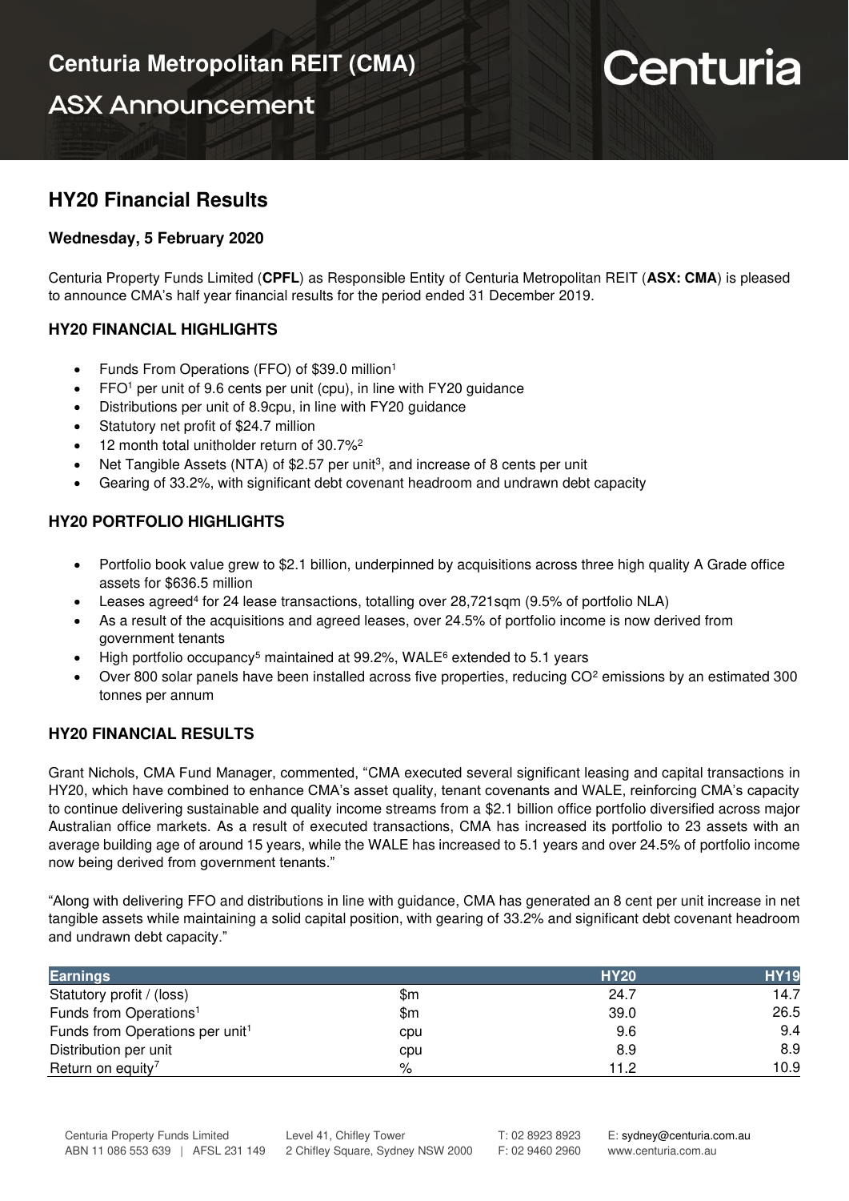# Centuria Metropolitan REIT (CMA)

## ASX Announcement

## HY20 Financial Results

**Wednesday, 5 February 2020**

Centuria Property Funds Limited (**CPFL**) as Responsible Entity of Centuria Metropolitan REIT (**ASX: CMA**) is pleased to announce CMA's half year financial results for the period ended 31 December 2019.

### HY20 FINANCIAL HIGHLIGHTS

- Funds From Operations (FFO) of $39.0 million[1]
- FFO[1] per unit of 9.6 cents per unit (cpu), in line with FY20 guidance
- Distributions per unit of 8.9cpu, in line with FY20 guidance
- Statutory net profit of $24.7 million
- 12 month total unitholder return of 30.7%[2]
- Net Tangible Assets (NTA) of $2.57 per unit[3], and increase of 8 cents per unit
- Gearing of 33.2%, with significant debt covenant headroom and undrawn debt capacity

### HY20 PORTFOLIO HIGHLIGHTS

- Portfolio book value grew to $2.1 billion, underpinned by acquisitions across three high quality A Grade office assets for $636.5 million
- Leases agreed[4] for 24 lease transactions, totalling over 28,721sqm (9.5% of portfolio NLA)
- As a result of the acquisitions and agreed leases, over 24.5% of portfolio income is now derived from government tenants
- High portfolio occupancy[5] maintained at 99.2%, WALE[6] extended to 5.1 years
- Over 800 solar panels have been installed across five properties, reducing $CO^2$ emissions by an estimated 300 tonnes per annum

### HY20 FINANCIAL RESULTS

Grant Nichols, CMA Fund Manager, commented, "CMA executed several significant leasing and capital transactions in HY20, which have combined to enhance CMA's asset quality, tenant covenants and WALE, reinforcing CMA's capacity to continue delivering sustainable and quality income streams from a $2.1 billion office portfolio diversified across major Australian office markets. As a result of executed transactions, CMA has increased its portfolio to 23 assets with an average building age of around 15 years, while the WALE has increased to 5.1 years and over 24.5% of portfolio income now being derived from government tenants."

"Along with delivering FFO and distributions in line with guidance, CMA has generated an 8 cent per unit increase in net tangible assets while maintaining a solid capital position, with gearing of 33.2% and significant debt covenant headroom and undrawn debt capacity."

| Earnings | | HY20 | HY19 |
|---|---|---|---|
| Statutory profit / (loss) | $m | 24.7 | 14.7 |
| Funds from Operations[1] | $m | 39.0 | 26.5 |
| Funds from Operations per unit[1] | cpu | 9.6 | 9.4 |
| Distribution per unit | cpu | 8.9 | 8.9 |
| Return on equity[7] | % | 11.2 | 10.9 |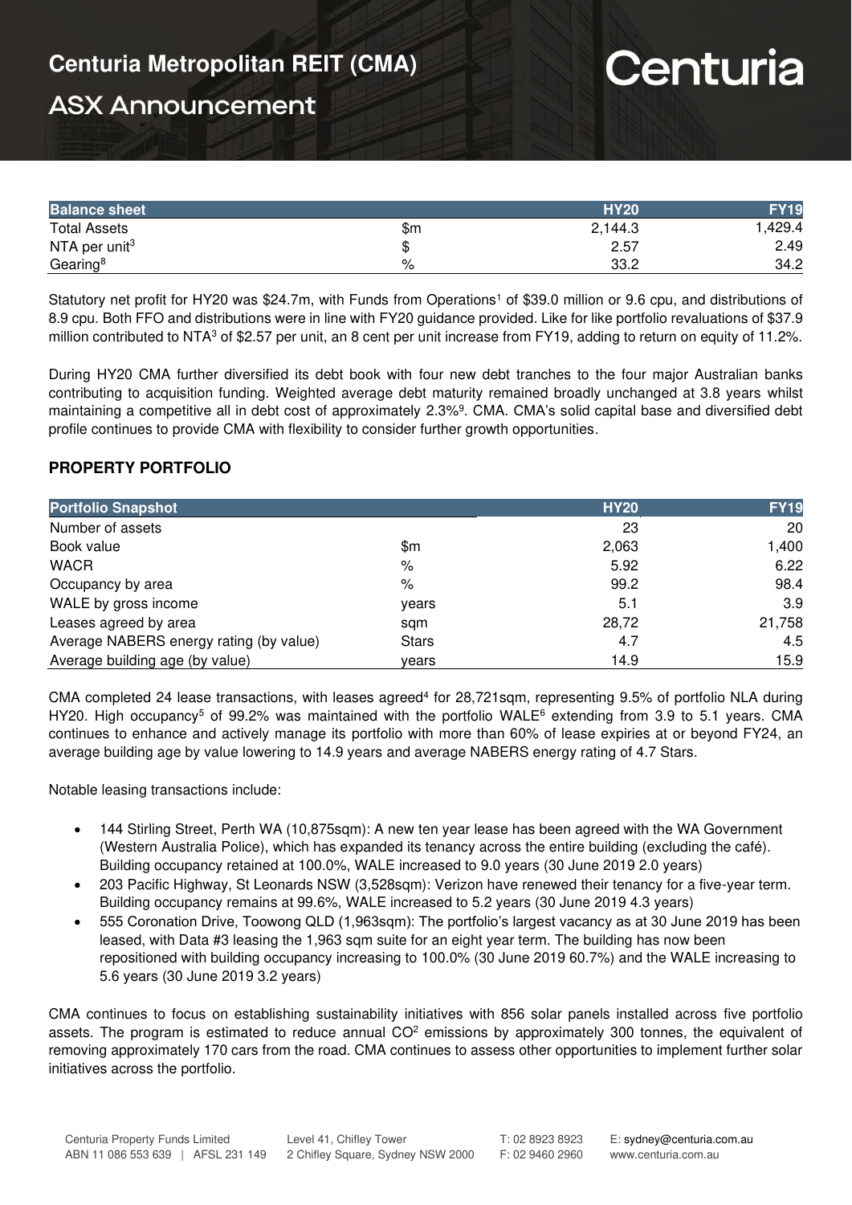| Balance sheet | | HY20 | FY19 |
|---|---|---|---|
| Total Assets | $m | 2,144.3 | 1,429.4 |
| NTA per unit[3] | $ | 2.57 | 2.49 |
| Gearing[8] | % | 33.2 | 34.2 |

Statutory net profit for HY20 was $24.7m, with Funds from Operations[1] of $39.0 million or 9.6 cpu, and distributions of 8.9 cpu. Both FFO and distributions were in line with FY20 guidance provided. Like for like portfolio revaluations of $37.9 million contributed to NTA[3] of $2.57 per unit, an 8 cent per unit increase from FY19, adding to return on equity of 11.2%.

During HY20 CMA further diversified its debt book with four new debt tranches to the four major Australian banks contributing to acquisition funding. Weighted average debt maturity remained broadly unchanged at 3.8 years whilst maintaining a competitive all in debt cost of approximately 2.3%[9]. CMA. CMA's solid capital base and diversified debt profile continues to provide CMA with flexibility to consider further growth opportunities.

## PROPERTY PORTFOLIO

| Portfolio Snapshot | | HY20 | FY19 |
|---|---|---|---|
| Number of assets | | 23 | 20 |
| Book value | $m | 2,063 | 1,400 |
| WACR | % | 5.92 | 6.22 |
| Occupancy by area | % | 99.2 | 98.4 |
| WALE by gross income | years | 5.1 | 3.9 |
| Leases agreed by area | sqm | 28,72 | 21,758 |
| Average NABERS energy rating (by value) | Stars | 4.7 | 4.5 |
| Average building age (by value) | years | 14.9 | 15.9 |

CMA completed 24 lease transactions, with leases agreed[4] for 28,721sqm, representing 9.5% of portfolio NLA during HY20. High occupancy[5] of 99.2% was maintained with the portfolio WALE[6] extending from 3.9 to 5.1 years. CMA continues to enhance and actively manage its portfolio with more than 60% of lease expiries at or beyond FY24, an average building age by value lowering to 14.9 years and average NABERS energy rating of 4.7 Stars.

Notable leasing transactions include:

- 144 Stirling Street, Perth WA (10,875sqm): A new ten year lease has been agreed with the WA Government (Western Australia Police), which has expanded its tenancy across the entire building (excluding the café). Building occupancy retained at 100.0%, WALE increased to 9.0 years (30 June 2019 2.0 years)
- 203 Pacific Highway, St Leonards NSW (3,528sqm): Verizon have renewed their tenancy for a five-year term. Building occupancy remains at 99.6%, WALE increased to 5.2 years (30 June 2019 4.3 years)
- 555 Coronation Drive, Toowong QLD (1,963sqm): The portfolio's largest vacancy as at 30 June 2019 has been leased, with Data #3 leasing the 1,963 sqm suite for an eight year term. The building has now been repositioned with building occupancy increasing to 100.0% (30 June 2019 60.7%) and the WALE increasing to 5.6 years (30 June 2019 3.2 years)

CMA continues to focus on establishing sustainability initiatives with 856 solar panels installed across five portfolio assets. The program is estimated to reduce annual $CO^2$ emissions by approximately 300 tonnes, the equivalent of removing approximately 170 cars from the road. CMA continues to assess other opportunities to implement further solar initiatives across the portfolio.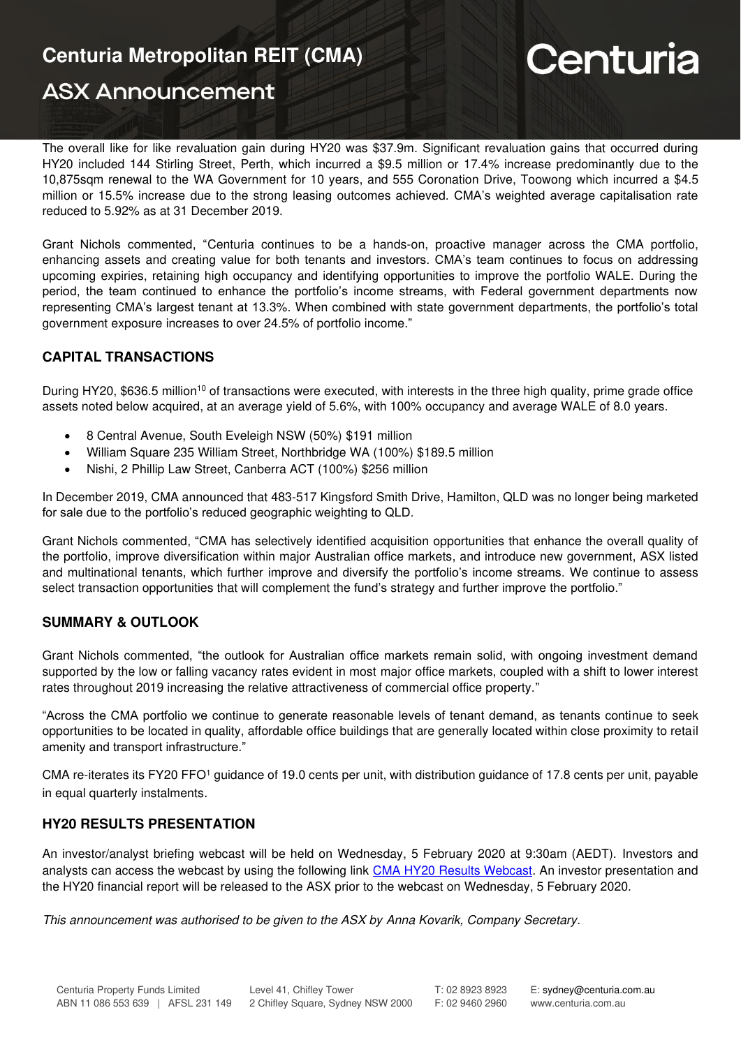The overall like for like revaluation gain during HY20 was $37.9m. Significant revaluation gains that occurred during HY20 included 144 Stirling Street, Perth, which incurred a $9.5 million or 17.4% increase predominantly due to the 10,875sqm renewal to the WA Government for 10 years, and 555 Coronation Drive, Toowong which incurred a $4.5 million or 15.5% increase due to the strong leasing outcomes achieved. CMA's weighted average capitalisation rate reduced to 5.92% as at 31 December 2019.

Grant Nichols commented, "Centuria continues to be a hands-on, proactive manager across the CMA portfolio, enhancing assets and creating value for both tenants and investors. CMA's team continues to focus on addressing upcoming expiries, retaining high occupancy and identifying opportunities to improve the portfolio WALE. During the period, the team continued to enhance the portfolio's income streams, with Federal government departments now representing CMA's largest tenant at 13.3%. When combined with state government departments, the portfolio's total government exposure increases to over 24.5% of portfolio income."

## CAPITAL TRANSACTIONS

During HY20, $636.5 million[10] of transactions were executed, with interests in the three high quality, prime grade office assets noted below acquired, at an average yield of 5.6%, with 100% occupancy and average WALE of 8.0 years.

- 8 Central Avenue, South Eveleigh NSW (50%) $191 million
- William Square 235 William Street, Northbridge WA (100%) $189.5 million
- Nishi, 2 Phillip Law Street, Canberra ACT (100%) $256 million

In December 2019, CMA announced that 483-517 Kingsford Smith Drive, Hamilton, QLD was no longer being marketed for sale due to the portfolio's reduced geographic weighting to QLD.

Grant Nichols commented, "CMA has selectively identified acquisition opportunities that enhance the overall quality of the portfolio, improve diversification within major Australian office markets, and introduce new government, ASX listed and multinational tenants, which further improve and diversify the portfolio's income streams. We continue to assess select transaction opportunities that will complement the fund's strategy and further improve the portfolio."

## SUMMARY & OUTLOOK

Grant Nichols commented, "the outlook for Australian office markets remain solid, with ongoing investment demand supported by the low or falling vacancy rates evident in most major office markets, coupled with a shift to lower interest rates throughout 2019 increasing the relative attractiveness of commercial office property."

"Across the CMA portfolio we continue to generate reasonable levels of tenant demand, as tenants continue to seek opportunities to be located in quality, affordable office buildings that are generally located within close proximity to retail amenity and transport infrastructure."

CMA re-iterates its FY20 FFO[1] guidance of 19.0 cents per unit, with distribution guidance of 17.8 cents per unit, payable in equal quarterly instalments.

## HY20 RESULTS PRESENTATION

An investor/analyst briefing webcast will be held on Wednesday, 5 February 2020 at 9:30am (AEDT). Investors and analysts can access the webcast by using the following link CMA HY20 Results Webcast. An investor presentation and the HY20 financial report will be released to the ASX prior to the webcast on Wednesday, 5 February 2020.

*This announcement was authorised to be given to the ASX by Anna Kovarik, Company Secretary.*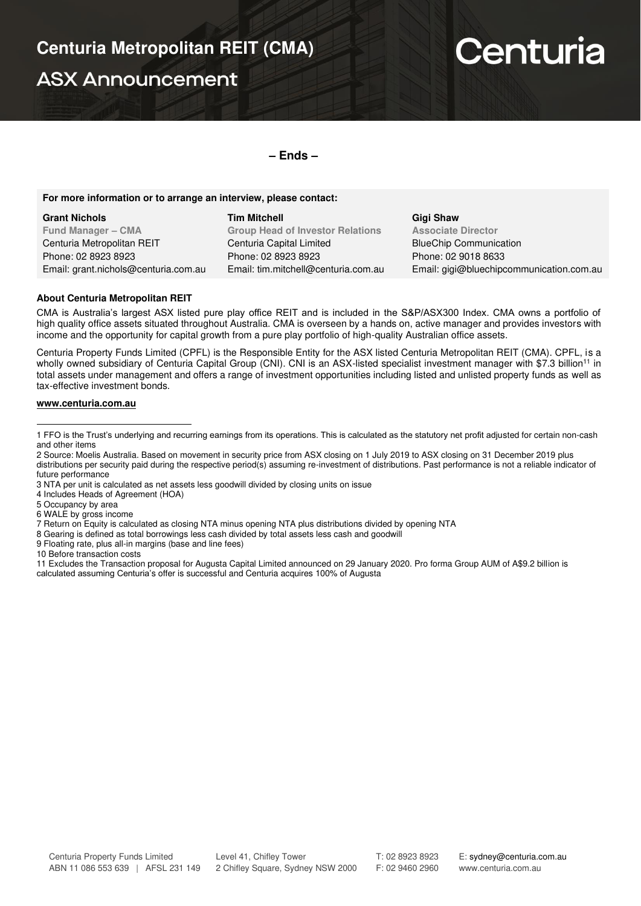**– Ends –**

**For more information or to arrange an interview, please contact:**

**Grant Nichols**
**Fund Manager – CMA**
Centuria Metropolitan REIT
Phone: 02 8923 8923
Email: grant.nichols@centuria.com.au

**Tim Mitchell**
**Group Head of Investor Relations**
Centuria Capital Limited
Phone: 02 8923 8923
Email: tim.mitchell@centuria.com.au

**Gigi Shaw**
**Associate Director**
BlueChip Communication
Phone: 02 9018 8633
Email: gigi@bluechipcommunication.com.au

**About Centuria Metropolitan REIT**

CMA is Australia's largest ASX listed pure play office REIT and is included in the S&P/ASX300 Index. CMA owns a portfolio of high quality office assets situated throughout Australia. CMA is overseen by a hands on, active manager and provides investors with income and the opportunity for capital growth from a pure play portfolio of high-quality Australian office assets.

Centuria Property Funds Limited (CPFL) is the Responsible Entity for the ASX listed Centuria Metropolitan REIT (CMA). CPFL, is a wholly owned subsidiary of Centuria Capital Group (CNI). CNI is an ASX-listed specialist investment manager with $7.3 billion[11] in total assets under management and offers a range of investment opportunities including listed and unlisted property funds as well as tax-effective investment bonds.

**www.centuria.com.au**

1 FFO is the Trust's underlying and recurring earnings from its operations. This is calculated as the statutory net profit adjusted for certain non-cash and other items
2 Source: Moelis Australia. Based on movement in security price from ASX closing on 1 July 2019 to ASX closing on 31 December 2019 plus distributions per security paid during the respective period(s) assuming re-investment of distributions. Past performance is not a reliable indicator of future performance
3 NTA per unit is calculated as net assets less goodwill divided by closing units on issue
4 Includes Heads of Agreement (HOA)
5 Occupancy by area
6 WALE by gross income
7 Return on Equity is calculated as closing NTA minus opening NTA plus distributions divided by opening NTA
8 Gearing is defined as total borrowings less cash divided by total assets less cash and goodwill
9 Floating rate, plus all-in margins (base and line fees)
10 Before transaction costs
11 Excludes the Transaction proposal for Augusta Capital Limited announced on 29 January 2020. Pro forma Group AUM of A$9.2 billion is calculated assuming Centuria's offer is successful and Centuria acquires 100% of Augusta